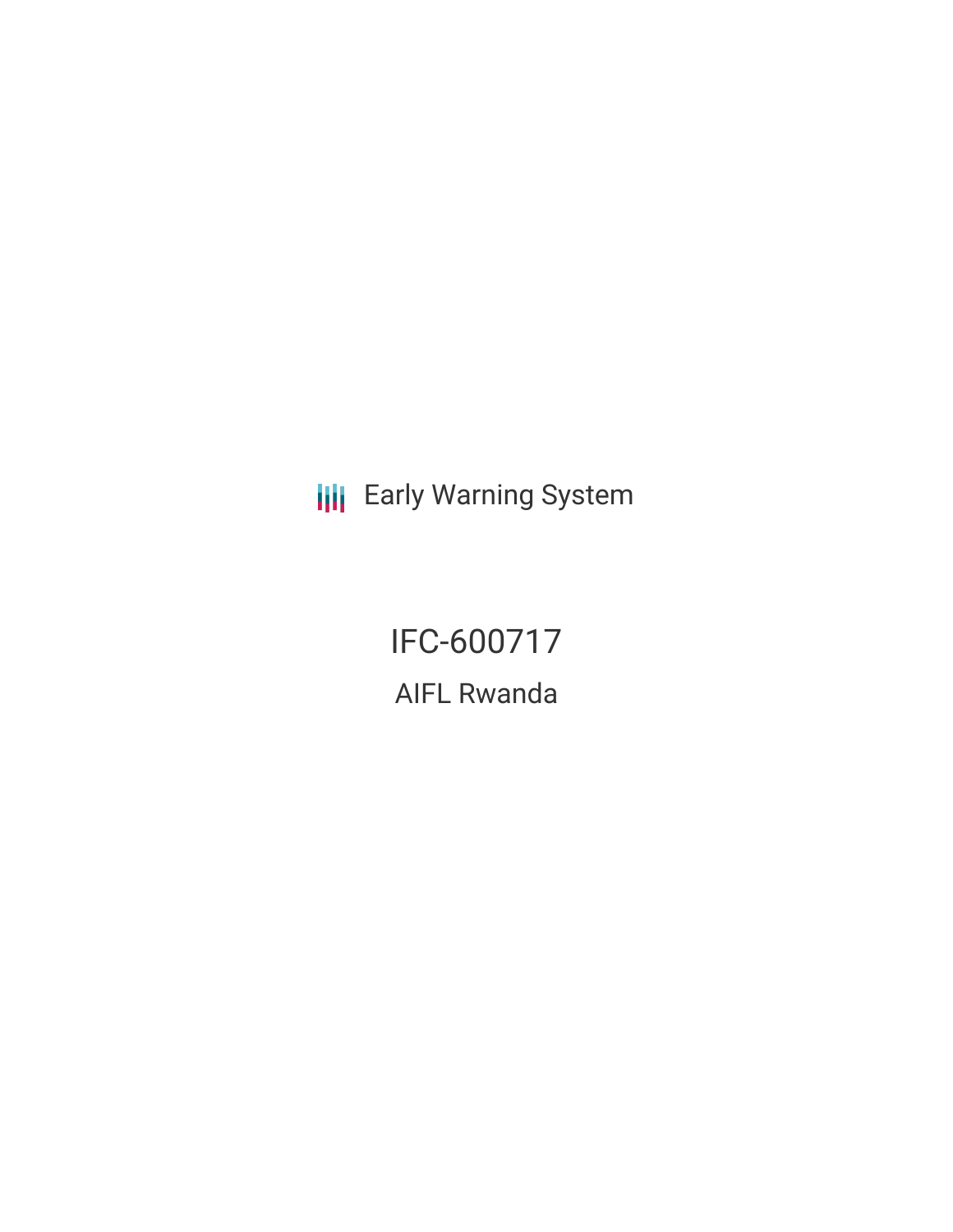Early Warning System

# IFC-600717

## AIFL Rwanda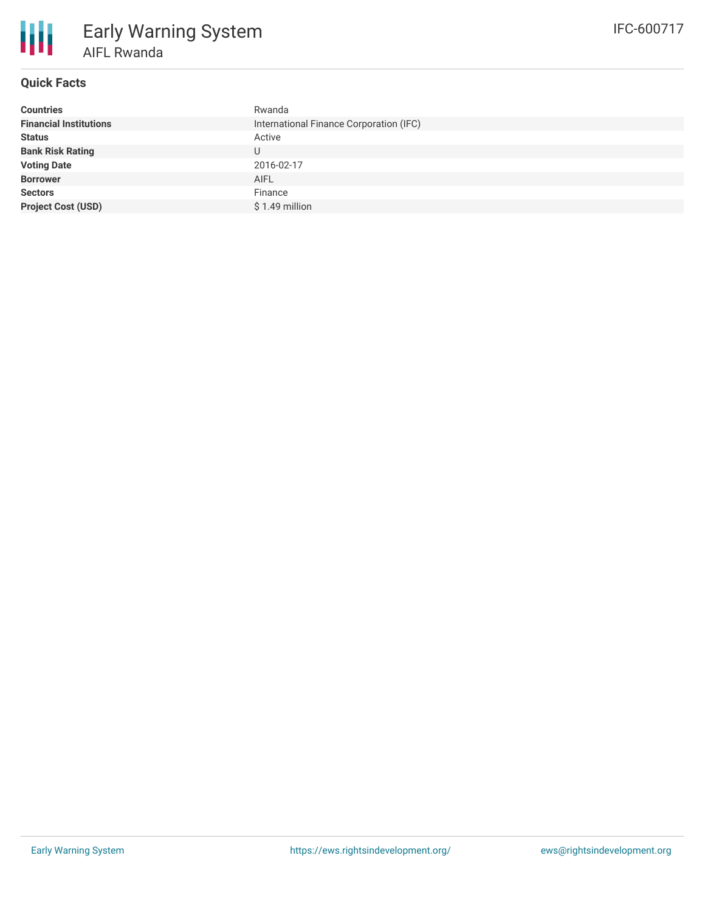# Early Warning System

## AIFL Rwanda

IFC-600717

### Quick Facts

| | |
|---|---|
| **Countries** | Rwanda |
| **Financial Institutions** | International Finance Corporation (IFC) |
| **Status** | Active |
| **Bank Risk Rating** | U |
| **Voting Date** | 2016-02-17 |
| **Borrower** | AIFL |
| **Sectors** | Finance |
| **Project Cost (USD)** | $ 1.49 million |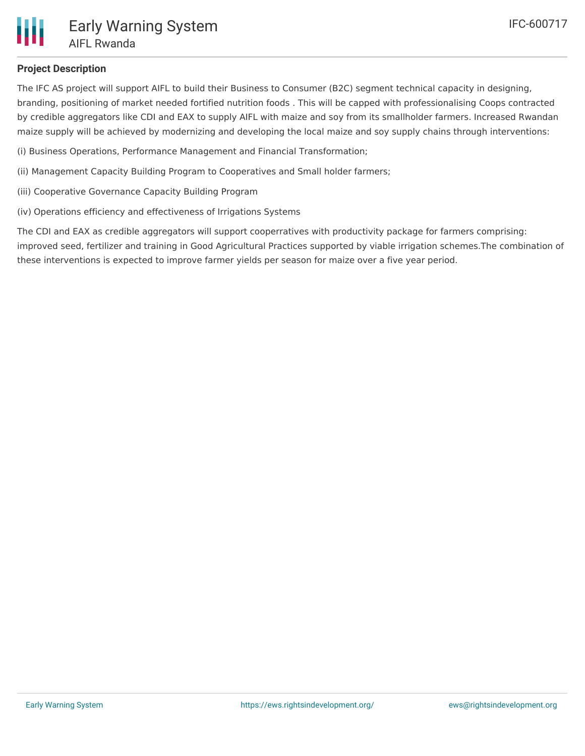## Project Description

The IFC AS project will support AIFL to build their Business to Consumer (B2C) segment technical capacity in designing, branding, positioning of market needed fortified nutrition foods . This will be capped with professionalising Coops contracted by credible aggregators like CDI and EAX to supply AIFL with maize and soy from its smallholder farmers. Increased Rwandan maize supply will be achieved by modernizing and developing the local maize and soy supply chains through interventions:

(i) Business Operations, Performance Management and Financial Transformation;

(ii) Management Capacity Building Program to Cooperatives and Small holder farmers;

(iii) Cooperative Governance Capacity Building Program

(iv) Operations efficiency and effectiveness of Irrigations Systems

The CDI and EAX as credible aggregators will support cooperratives with productivity package for farmers comprising: improved seed, fertilizer and training in Good Agricultural Practices supported by viable irrigation schemes.The combination of these interventions is expected to improve farmer yields per season for maize over a five year period.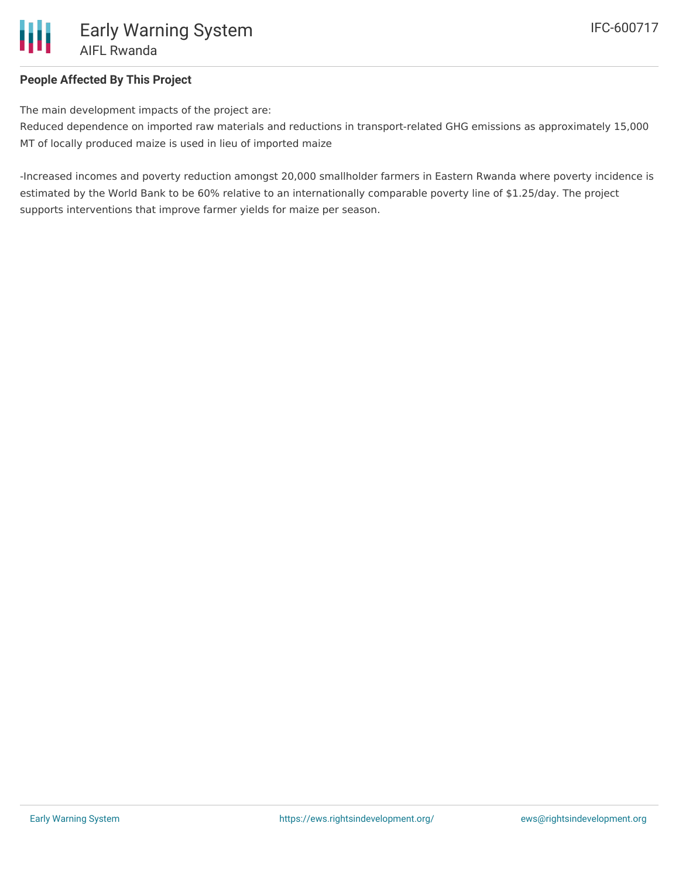**People Affected By This Project**

The main development impacts of the project are:
Reduced dependence on imported raw materials and reductions in transport-related GHG emissions as approximately 15,000 MT of locally produced maize is used in lieu of imported maize

-Increased incomes and poverty reduction amongst 20,000 smallholder farmers in Eastern Rwanda where poverty incidence is estimated by the World Bank to be 60% relative to an internationally comparable poverty line of $1.25/day. The project supports interventions that improve farmer yields for maize per season.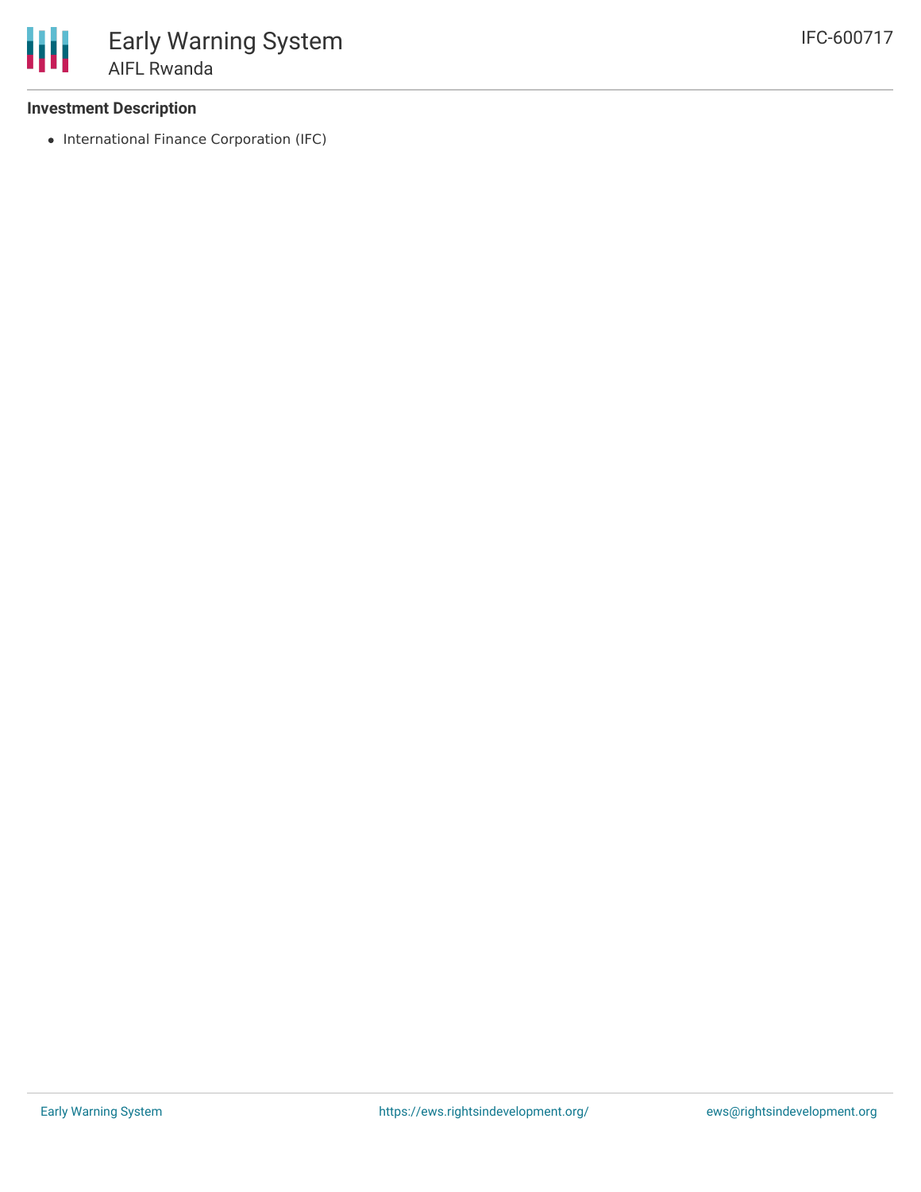**Investment Description**

- International Finance Corporation (IFC)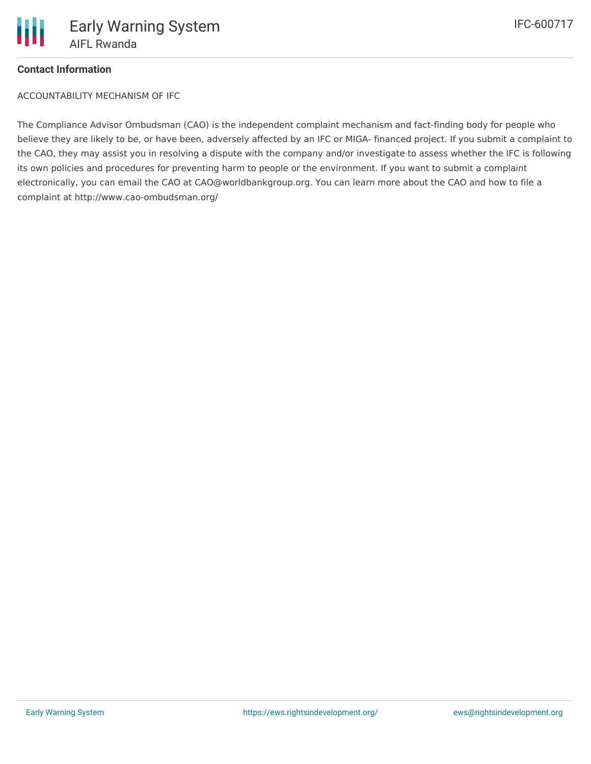**Contact Information**

ACCOUNTABILITY MECHANISM OF IFC

The Compliance Advisor Ombudsman (CAO) is the independent complaint mechanism and fact-finding body for people who believe they are likely to be, or have been, adversely affected by an IFC or MIGA- financed project. If you submit a complaint to the CAO, they may assist you in resolving a dispute with the company and/or investigate to assess whether the IFC is following its own policies and procedures for preventing harm to people or the environment. If you want to submit a complaint electronically, you can email the CAO at CAO@worldbankgroup.org. You can learn more about the CAO and how to file a complaint at http://www.cao-ombudsman.org/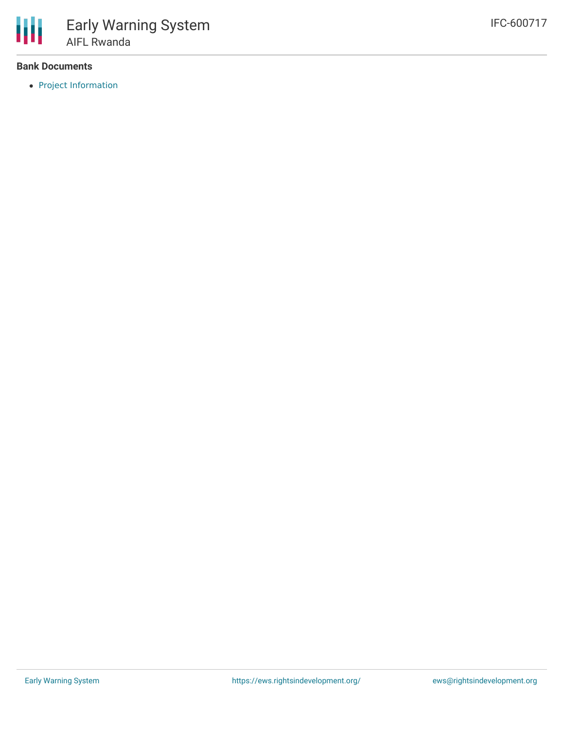**Bank Documents**

- Project Information